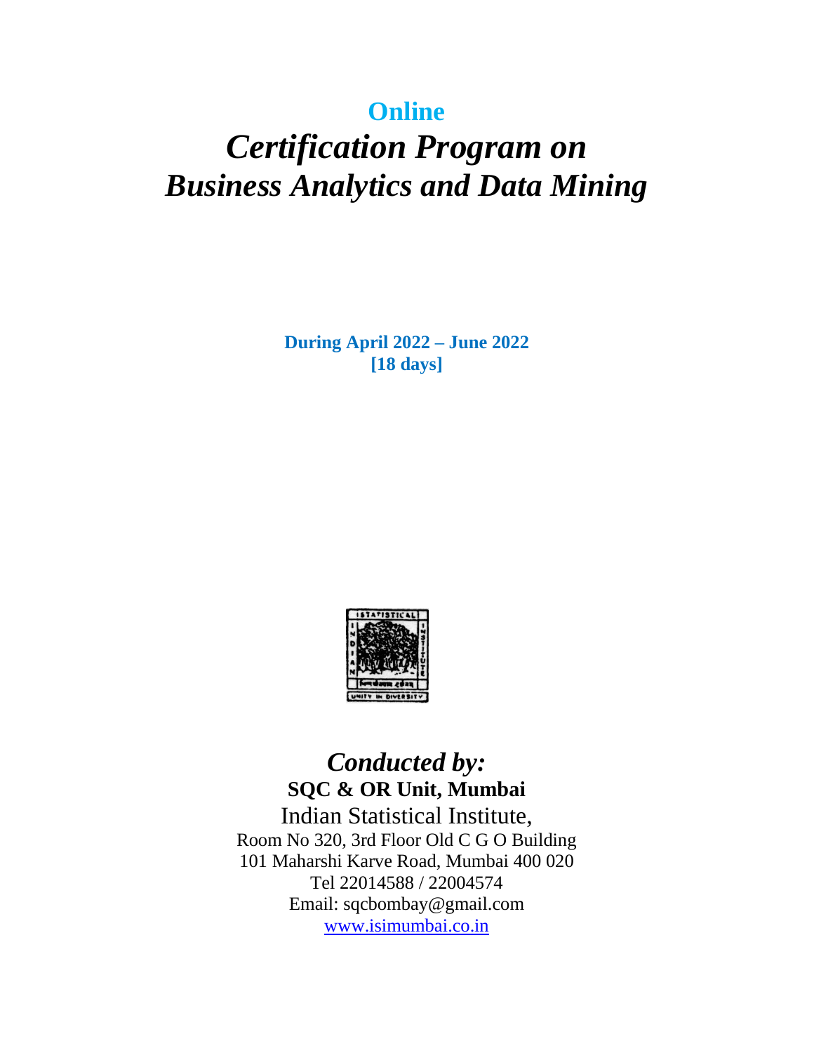# Online

# *Certification Program on Business Analytics and Data Mining*

**During April 2022 – June 2022**
**[18 days]**

## *Conducted by:*

**SQC & OR Unit, Mumbai**

Indian Statistical Institute,
Room No 320, 3rd Floor Old C G O Building
101 Maharshi Karve Road, Mumbai 400 020
Tel 22014588 / 22004574
Email: sqcbombay@gmail.com
www.isimumbai.co.in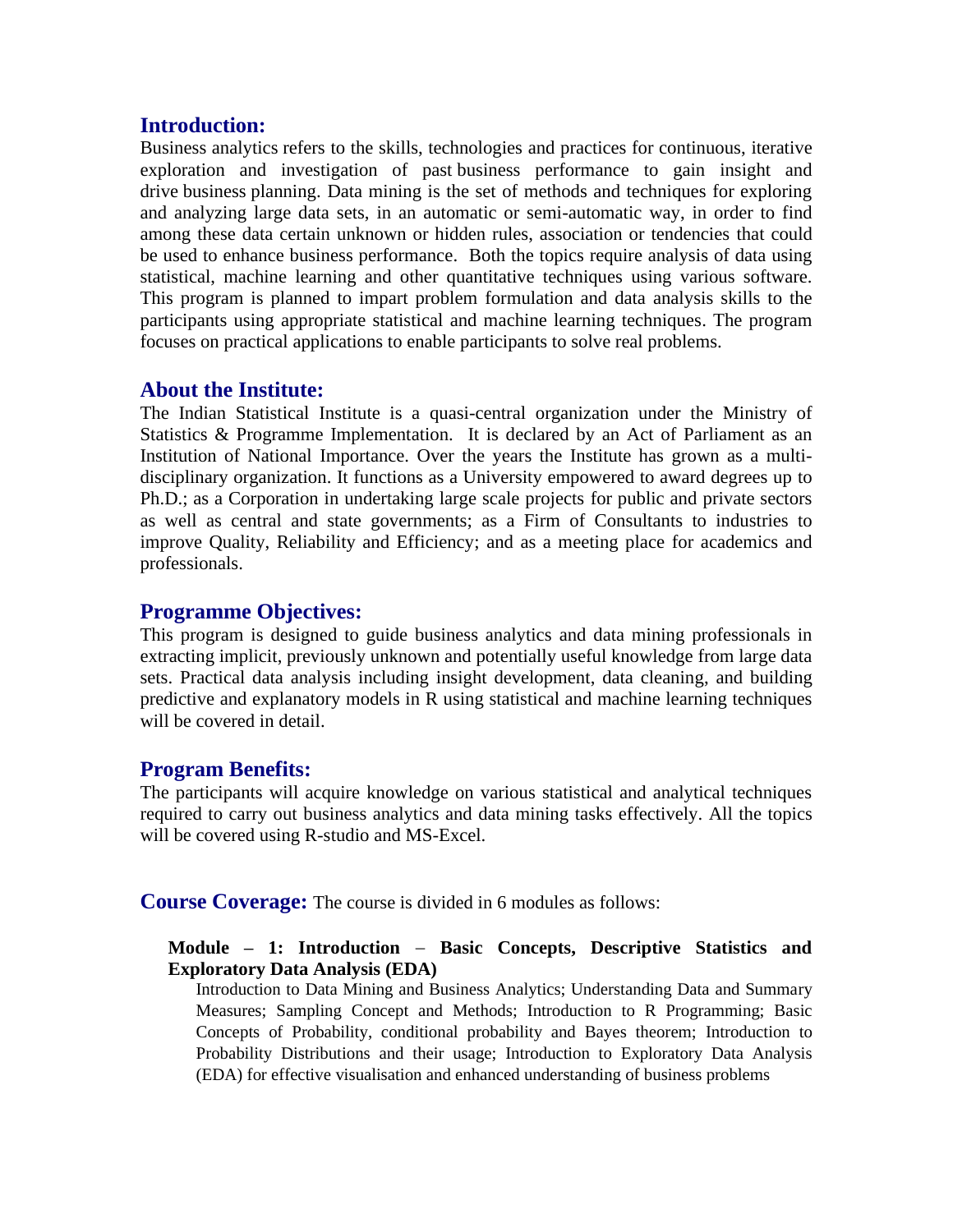## Introduction:

Business analytics refers to the skills, technologies and practices for continuous, iterative exploration and investigation of past business performance to gain insight and drive business planning. Data mining is the set of methods and techniques for exploring and analyzing large data sets, in an automatic or semi-automatic way, in order to find among these data certain unknown or hidden rules, association or tendencies that could be used to enhance business performance. Both the topics require analysis of data using statistical, machine learning and other quantitative techniques using various software. This program is planned to impart problem formulation and data analysis skills to the participants using appropriate statistical and machine learning techniques. The program focuses on practical applications to enable participants to solve real problems.

## About the Institute:

The Indian Statistical Institute is a quasi-central organization under the Ministry of Statistics & Programme Implementation. It is declared by an Act of Parliament as an Institution of National Importance. Over the years the Institute has grown as a multi-disciplinary organization. It functions as a University empowered to award degrees up to Ph.D.; as a Corporation in undertaking large scale projects for public and private sectors as well as central and state governments; as a Firm of Consultants to industries to improve Quality, Reliability and Efficiency; and as a meeting place for academics and professionals.

## Programme Objectives:

This program is designed to guide business analytics and data mining professionals in extracting implicit, previously unknown and potentially useful knowledge from large data sets. Practical data analysis including insight development, data cleaning, and building predictive and explanatory models in R using statistical and machine learning techniques will be covered in detail.

## Program Benefits:

The participants will acquire knowledge on various statistical and analytical techniques required to carry out business analytics and data mining tasks effectively. All the topics will be covered using R-studio and MS-Excel.

## Course Coverage:

The course is divided in 6 modules as follows:

**Module – 1: Introduction – Basic Concepts, Descriptive Statistics and Exploratory Data Analysis (EDA)**

Introduction to Data Mining and Business Analytics; Understanding Data and Summary Measures; Sampling Concept and Methods; Introduction to R Programming; Basic Concepts of Probability, conditional probability and Bayes theorem; Introduction to Probability Distributions and their usage; Introduction to Exploratory Data Analysis (EDA) for effective visualisation and enhanced understanding of business problems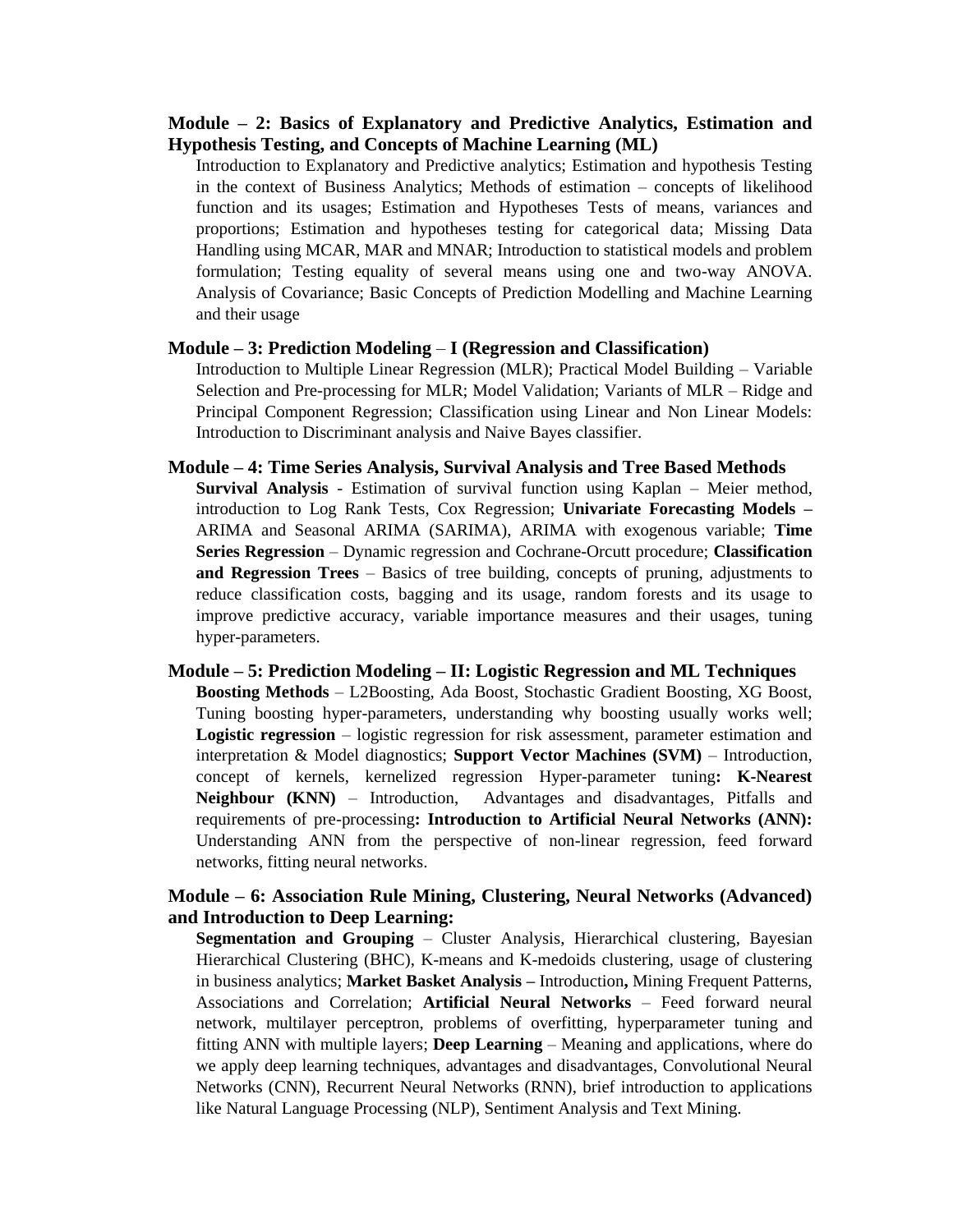**Module – 2: Basics of Explanatory and Predictive Analytics, Estimation and Hypothesis Testing, and Concepts of Machine Learning (ML)**

Introduction to Explanatory and Predictive analytics; Estimation and hypothesis Testing in the context of Business Analytics; Methods of estimation – concepts of likelihood function and its usages; Estimation and Hypotheses Tests of means, variances and proportions; Estimation and hypotheses testing for categorical data; Missing Data Handling using MCAR, MAR and MNAR; Introduction to statistical models and problem formulation; Testing equality of several means using one and two-way ANOVA. Analysis of Covariance; Basic Concepts of Prediction Modelling and Machine Learning and their usage

**Module – 3: Prediction Modeling – I (Regression and Classification)**

Introduction to Multiple Linear Regression (MLR); Practical Model Building – Variable Selection and Pre-processing for MLR; Model Validation; Variants of MLR – Ridge and Principal Component Regression; Classification using Linear and Non Linear Models: Introduction to Discriminant analysis and Naive Bayes classifier.

**Module – 4: Time Series Analysis, Survival Analysis and Tree Based Methods**

**Survival Analysis** - Estimation of survival function using Kaplan – Meier method, introduction to Log Rank Tests, Cox Regression; **Univariate Forecasting Models –** ARIMA and Seasonal ARIMA (SARIMA), ARIMA with exogenous variable; **Time Series Regression** – Dynamic regression and Cochrane-Orcutt procedure; **Classification and Regression Trees** – Basics of tree building, concepts of pruning, adjustments to reduce classification costs, bagging and its usage, random forests and its usage to improve predictive accuracy, variable importance measures and their usages, tuning hyper-parameters.

**Module – 5: Prediction Modeling – II: Logistic Regression and ML Techniques**

**Boosting Methods** – L2Boosting, Ada Boost, Stochastic Gradient Boosting, XG Boost, Tuning boosting hyper-parameters, understanding why boosting usually works well; **Logistic regression** – logistic regression for risk assessment, parameter estimation and interpretation & Model diagnostics; **Support Vector Machines (SVM)** – Introduction, concept of kernels, kernelized regression Hyper-parameter tuning**: K-Nearest Neighbour (KNN)** – Introduction, Advantages and disadvantages, Pitfalls and requirements of pre-processing**: Introduction to Artificial Neural Networks (ANN):** Understanding ANN from the perspective of non-linear regression, feed forward networks, fitting neural networks.

**Module – 6: Association Rule Mining, Clustering, Neural Networks (Advanced) and Introduction to Deep Learning:**

**Segmentation and Grouping** – Cluster Analysis, Hierarchical clustering, Bayesian Hierarchical Clustering (BHC), K-means and K-medoids clustering, usage of clustering in business analytics; **Market Basket Analysis –** Introduction**,** Mining Frequent Patterns, Associations and Correlation; **Artificial Neural Networks** – Feed forward neural network, multilayer perceptron, problems of overfitting, hyperparameter tuning and fitting ANN with multiple layers; **Deep Learning** – Meaning and applications, where do we apply deep learning techniques, advantages and disadvantages, Convolutional Neural Networks (CNN), Recurrent Neural Networks (RNN), brief introduction to applications like Natural Language Processing (NLP), Sentiment Analysis and Text Mining.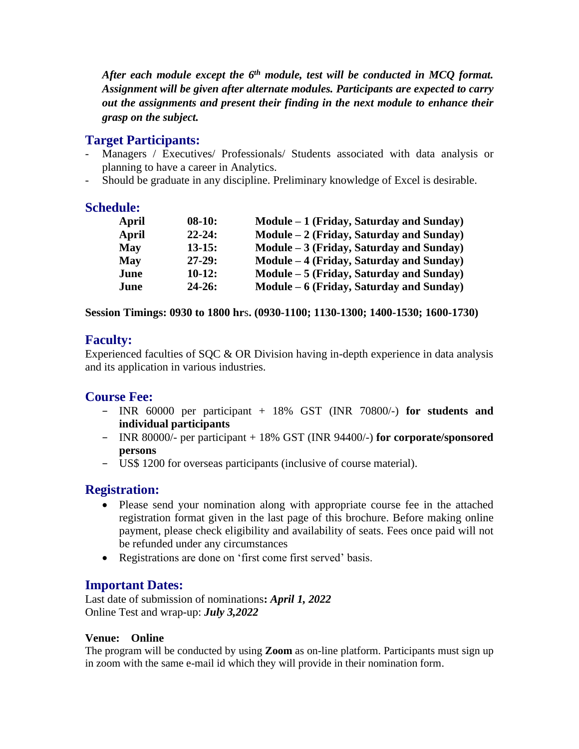***After each module except the 6th module, test will be conducted in MCQ format. Assignment will be given after alternate modules. Participants are expected to carry out the assignments and present their finding in the next module to enhance their grasp on the subject.***

## Target Participants:

- Managers / Executives/ Professionals/ Students associated with data analysis or planning to have a career in Analytics.
- Should be graduate in any discipline. Preliminary knowledge of Excel is desirable.

## Schedule:

| | | |
|---|---|---|
| **April** | **08-10:** | **Module – 1 (Friday, Saturday and Sunday)** |
| **April** | **22-24:** | **Module – 2 (Friday, Saturday and Sunday)** |
| **May** | **13-15:** | **Module – 3 (Friday, Saturday and Sunday)** |
| **May** | **27-29:** | **Module – 4 (Friday, Saturday and Sunday)** |
| **June** | **10-12:** | **Module – 5 (Friday, Saturday and Sunday)** |
| **June** | **24-26:** | **Module – 6 (Friday, Saturday and Sunday)** |

**Session Timings: 0930 to 1800 hrs. (0930-1100; 1130-1300; 1400-1530; 1600-1730)**

## Faculty:

Experienced faculties of SQC & OR Division having in-depth experience in data analysis and its application in various industries.

## Course Fee:

- INR 60000 per participant + 18% GST (INR 70800/-) **for students and individual participants**
- INR 80000/- per participant + 18% GST (INR 94400/-) **for corporate/sponsored persons**
- US$ 1200 for overseas participants (inclusive of course material).

## Registration:

- Please send your nomination along with appropriate course fee in the attached registration format given in the last page of this brochure. Before making online payment, please check eligibility and availability of seats. Fees once paid will not be refunded under any circumstances
- Registrations are done on 'first come first served' basis.

## Important Dates:

Last date of submission of nominations**:** ***April 1, 2022***
Online Test and wrap-up: ***July 3,2022***

**Venue: Online**

The program will be conducted by using **Zoom** as on-line platform. Participants must sign up in zoom with the same e-mail id which they will provide in their nomination form.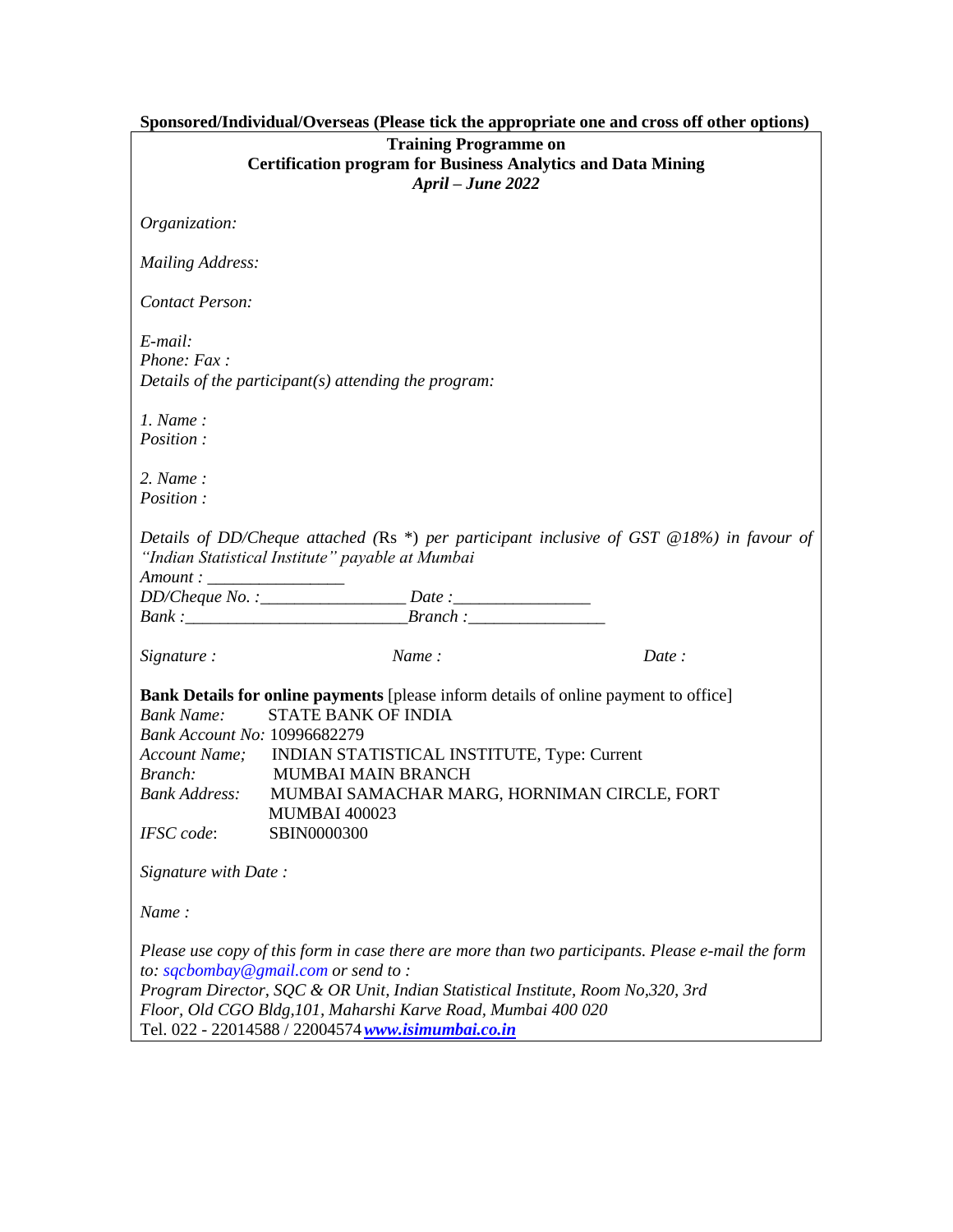**Sponsored/Individual/Overseas (Please tick the appropriate one and cross off other options)**

**Training Programme on**
**Certification program for Business Analytics and Data Mining**
***April – June 2022***

*Organization:*

*Mailing Address:*

*Contact Person:*

*E-mail:*
*Phone: Fax :*
*Details of the participant(s) attending the program:*

*1. Name :*
*Position :*

*2. Name :*
*Position :*

*Details of DD/Cheque attached (*Rs *) *per participant inclusive of GST @18%) in favour of "Indian Statistical Institute" payable at Mumbai*
*Amount :* ________________
*DD/Cheque No. :*________________ *Date :*________________
*Bank :*__________________________*Branch :*________________

*Signature :* *Name :* *Date :*

**Bank Details for online payments** [please inform details of online payment to office]
*Bank Name:* STATE BANK OF INDIA
*Bank Account No:* 10996682279
*Account Name;* INDIAN STATISTICAL INSTITUTE, Type: Current
*Branch:* MUMBAI MAIN BRANCH
*Bank Address:* MUMBAI SAMACHAR MARG, HORNIMAN CIRCLE, FORT MUMBAI 400023
*IFSC code*: SBIN0000300

*Signature with Date :*

*Name :*

*Please use copy of this form in case there are more than two participants. Please e-mail the form to: sqcbombay@gmail.com or send to :*
*Program Director, SQC & OR Unit, Indian Statistical Institute, Room No,320, 3rd Floor, Old CGO Bldg,101, Maharshi Karve Road, Mumbai 400 020*
Tel. 022 - 22014588 / 22004574 ***www.isimumbai.co.in***